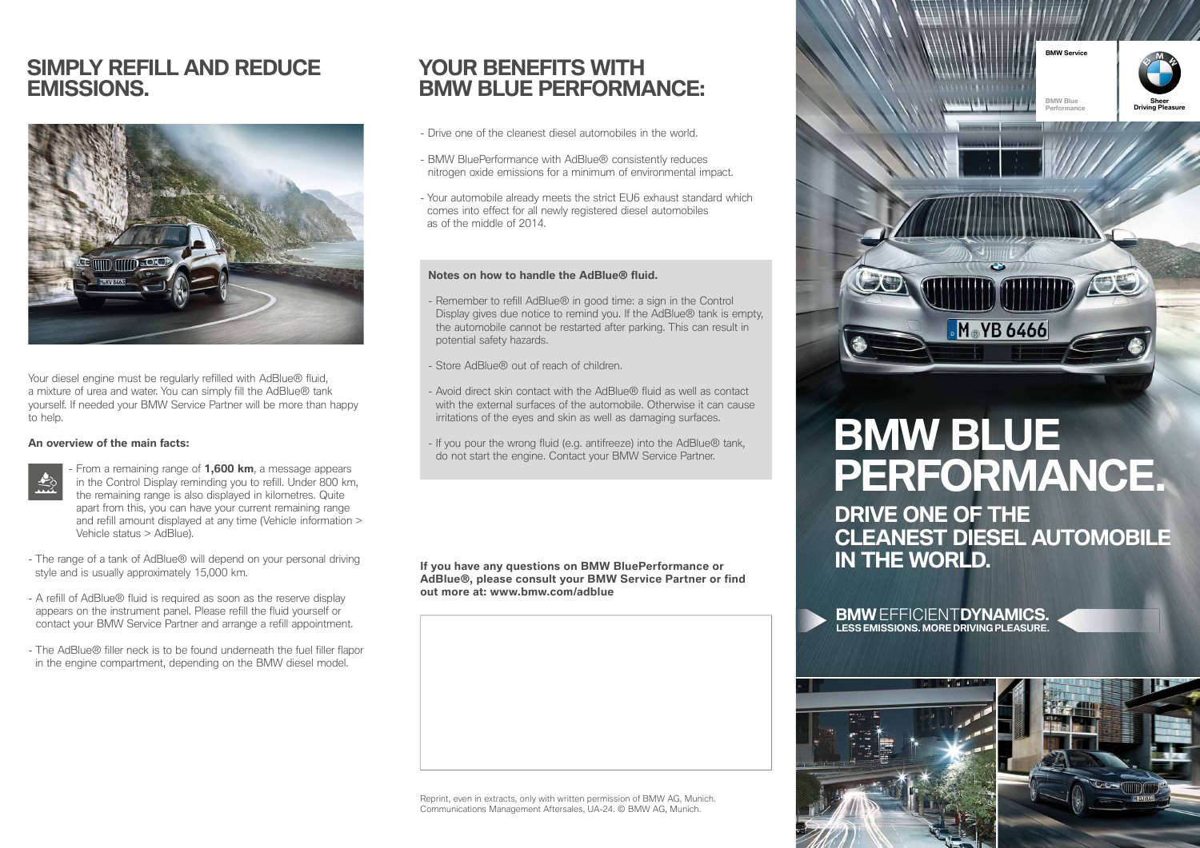## SIMPLY REFILL AND REDUCE EMISSIONS.

Your diesel engine must be regularly refilled with AdBlue® fluid, a mixture of urea and water. You can simply fill the AdBlue® tank yourself. If needed your BMW Service Partner will be more than happy to help.

**An overview of the main facts:**

- From a remaining range of **1,600 km**, a message appears in the Control Display reminding you to refill. Under 800 km, the remaining range is also displayed in kilometres. Quite apart from this, you can have your current remaining range and refill amount displayed at any time (Vehicle information > Vehicle status > AdBlue).
- The range of a tank of AdBlue® will depend on your personal driving style and is usually approximately 15,000 km.
- A refill of AdBlue® fluid is required as soon as the reserve display appears on the instrument panel. Please refill the fluid yourself or contact your BMW Service Partner and arrange a refill appointment.
- The AdBlue® filler neck is to be found underneath the fuel filler flap or in the engine compartment, depending on the BMW diesel model.

## YOUR BENEFITS WITH BMW BLUE PERFORMANCE:

- Drive one of the cleanest diesel automobiles in the world.
- BMW BluePerformance with AdBlue® consistently reduces nitrogen oxide emissions for a minimum of environmental impact.
- Your automobile already meets the strict EU6 exhaust standard which comes into effect for all newly registered diesel automobiles as of the middle of 2014.

**Notes on how to handle the AdBlue® fluid.**

- Remember to refill AdBlue® in good time: a sign in the Control Display gives due notice to remind you. If the AdBlue® tank is empty, the automobile cannot be restarted after parking. This can result in potential safety hazards.
- Store AdBlue® out of reach of children.
- Avoid direct skin contact with the AdBlue® fluid as well as contact with the external surfaces of the automobile. Otherwise it can cause irritations of the eyes and skin as well as damaging surfaces.
- If you pour the wrong fluid (e.g. antifreeze) into the AdBlue® tank, do not start the engine. Contact your BMW Service Partner.

**If you have any questions on BMW BluePerformance or AdBlue®, please consult your BMW Service Partner or find out more at: www.bmw.com/adblue**

Reprint, even in extracts, only with written permission of BMW AG, Munich. Communications Management Aftersales, UA-24. © BMW AG, Munich.

BMW Service

BMW Blue Performance

Sheer Driving Pleasure

# BMW BLUE PERFORMANCE.

## DRIVE ONE OF THE CLEANEST DIESEL AUTOMOBILE IN THE WORLD.

**BMW** EFFICIENT**DYNAMICS.**
**LESS EMISSIONS. MORE DRIVING PLEASURE.**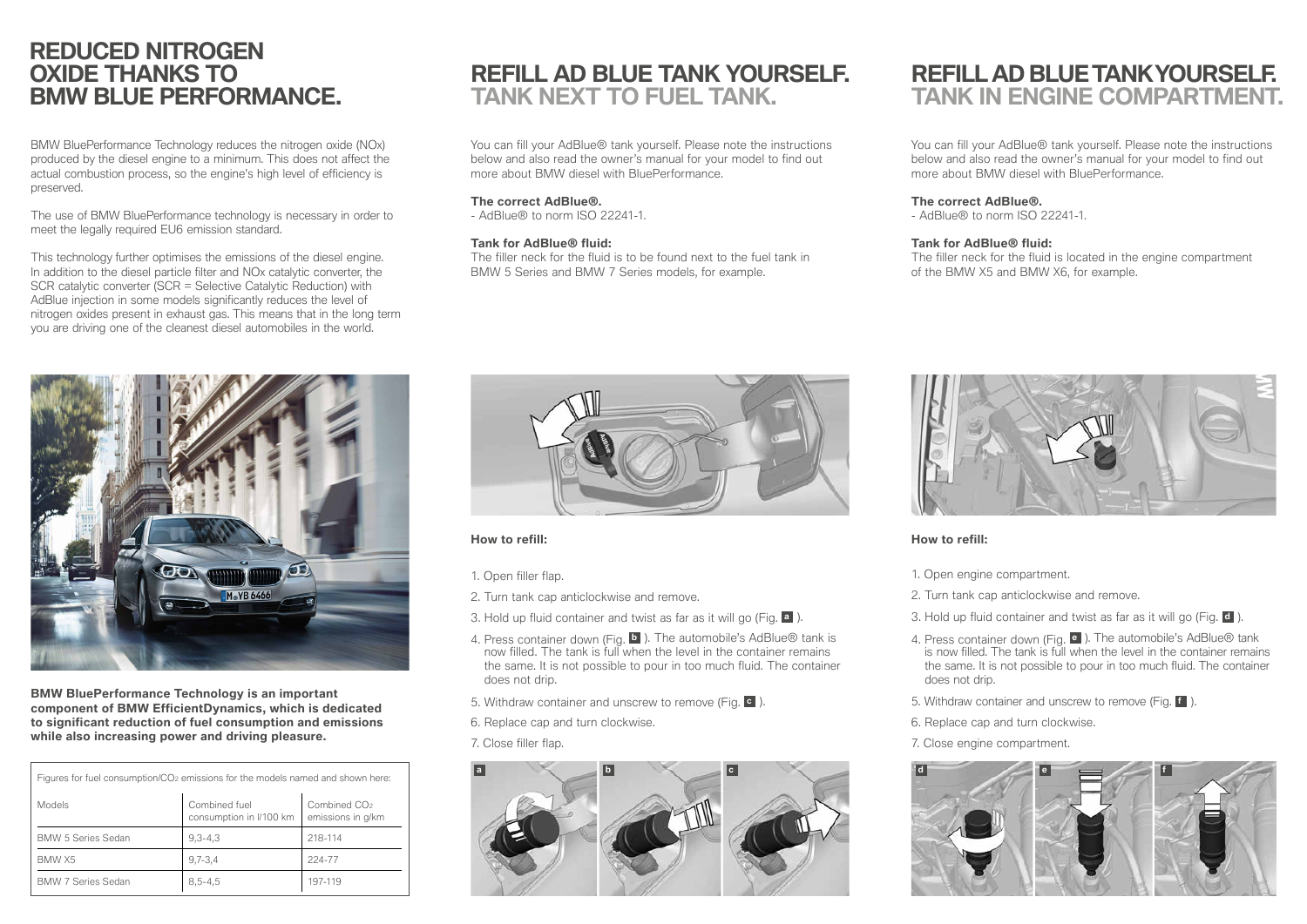# REDUCED NITROGEN OXIDE THANKS TO BMW BLUE PERFORMANCE.

BMW BluePerformance Technology reduces the nitrogen oxide (NOx) produced by the diesel engine to a minimum. This does not affect the actual combustion process, so the engine's high level of efficiency is preserved.

The use of BMW BluePerformance technology is necessary in order to meet the legally required EU6 emission standard.

This technology further optimises the emissions of the diesel engine. In addition to the diesel particle filter and NOx catalytic converter, the SCR catalytic converter (SCR = Selective Catalytic Reduction) with AdBlue injection in some models significantly reduces the level of nitrogen oxides present in exhaust gas. This means that in the long term you are driving one of the cleanest diesel automobiles in the world.

**BMW BluePerformance Technology is an important component of BMW EfficientDynamics, which is dedicated to significant reduction of fuel consumption and emissions while also increasing power and driving pleasure.**

Figures for fuel consumption/$CO_2$ emissions for the models named and shown here:

| Models | Combined fuel consumption in l/100 km | Combined $CO_2$ emissions in g/km |
|---|---|---|
| BMW 5 Series Sedan | 9,3-4,3 | 218-114 |
| BMW X5 | 9,7-3,4 | 224-77 |
| BMW 7 Series Sedan | 8,5-4,5 | 197-119 |

# REFILL AD BLUE TANK YOURSELF. TANK NEXT TO FUEL TANK.

You can fill your AdBlue® tank yourself. Please note the instructions below and also read the owner's manual for your model to find out more about BMW diesel with BluePerformance.

**The correct AdBlue®.**
- AdBlue® to norm ISO 22241-1.

**Tank for AdBlue® fluid:**
The filler neck for the fluid is to be found next to the fuel tank in BMW 5 Series and BMW 7 Series models, for example.

**How to refill:**

1. Open filler flap.
2. Turn tank cap anticlockwise and remove.
3. Hold up fluid container and twist as far as it will go (Fig. a).
4. Press container down (Fig. b). The automobile's AdBlue® tank is now filled. The tank is full when the level in the container remains the same. It is not possible to pour in too much fluid. The container does not drip.
5. Withdraw container and unscrew to remove (Fig. c).
6. Replace cap and turn clockwise.
7. Close filler flap.

a b c

# REFILL AD BLUE TANK YOURSELF. TANK IN ENGINE COMPARTMENT.

You can fill your AdBlue® tank yourself. Please note the instructions below and also read the owner's manual for your model to find out more about BMW diesel with BluePerformance.

**The correct AdBlue®.**
- AdBlue® to norm ISO 22241-1.

**Tank for AdBlue® fluid:**
The filler neck for the fluid is located in the engine compartment of the BMW X5 and BMW X6, for example.

**How to refill:**

1. Open engine compartment.
2. Turn tank cap anticlockwise and remove.
3. Hold up fluid container and twist as far as it will go (Fig. d).
4. Press container down (Fig. e). The automobile's AdBlue® tank is now filled. The tank is full when the level in the container remains the same. It is not possible to pour in too much fluid. The container does not drip.
5. Withdraw container and unscrew to remove (Fig. f).
6. Replace cap and turn clockwise.
7. Close engine compartment.

d e f